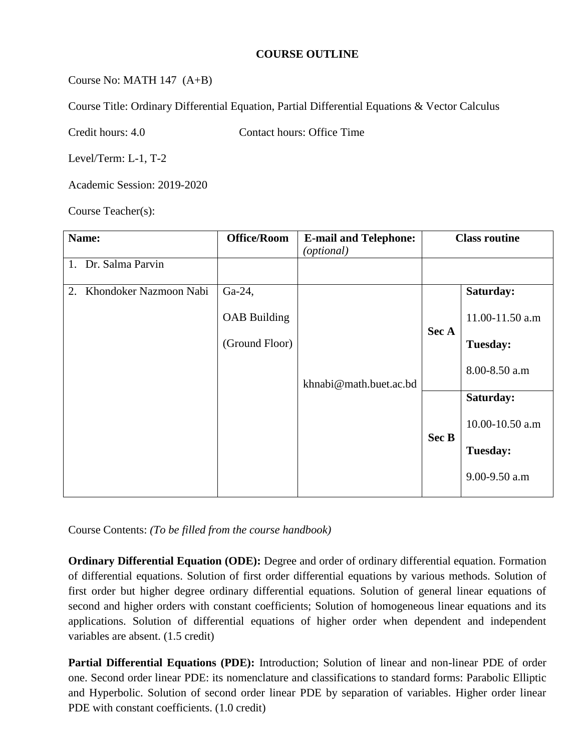**COURSE OUTLINE**

Course No: MATH 147 (A+B)

Course Title: Ordinary Differential Equation, Partial Differential Equations & Vector Calculus

Credit hours: 4.0 Contact hours: Office Time

Level/Term: L-1, T-2

Academic Session: 2019-2020

Course Teacher(s):

| **Name:** | **Office/Room** | **E-mail and Telephone:** *(optional)* | **Class routine** | |
|---|---|---|---|---|
| 1. Dr. Salma Parvin | | | | |
| 2. Khondoker Nazmoon Nabi | Ga-24, OAB Building (Ground Floor) | khnabi@math.buet.ac.bd | **Sec A** | **Saturday:** 11.00-11.50 a.m **Tuesday:** 8.00-8.50 a.m |
| | | | **Sec B** | **Saturday:** 10.00-10.50 a.m **Tuesday:** 9.00-9.50 a.m |

Course Contents: *(To be filled from the course handbook)*

**Ordinary Differential Equation (ODE):** Degree and order of ordinary differential equation. Formation of differential equations. Solution of first order differential equations by various methods. Solution of first order but higher degree ordinary differential equations. Solution of general linear equations of second and higher orders with constant coefficients; Solution of homogeneous linear equations and its applications. Solution of differential equations of higher order when dependent and independent variables are absent. (1.5 credit)

**Partial Differential Equations (PDE):** Introduction; Solution of linear and non-linear PDE of order one. Second order linear PDE: its nomenclature and classifications to standard forms: Parabolic Elliptic and Hyperbolic. Solution of second order linear PDE by separation of variables. Higher order linear PDE with constant coefficients. (1.0 credit)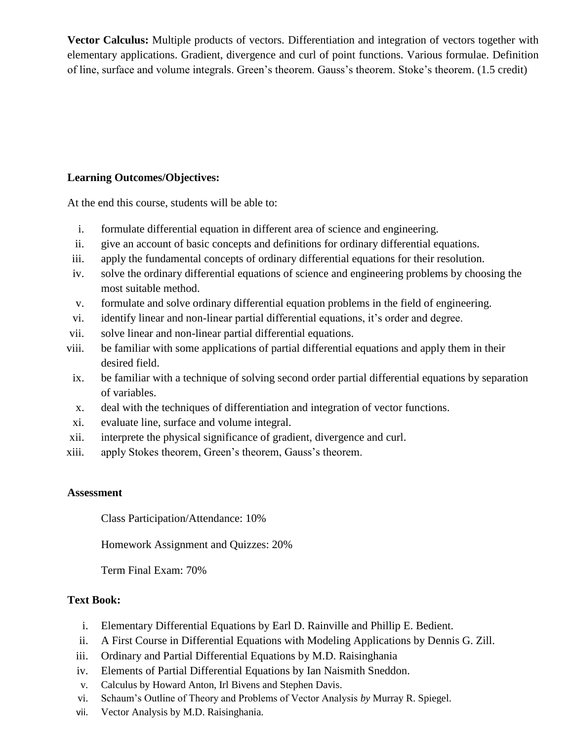**Vector Calculus:** Multiple products of vectors. Differentiation and integration of vectors together with elementary applications. Gradient, divergence and curl of point functions. Various formulae. Definition of line, surface and volume integrals. Green's theorem. Gauss's theorem. Stoke's theorem. (1.5 credit)

**Learning Outcomes/Objectives:**

At the end this course, students will be able to:

i. formulate differential equation in different area of science and engineering.
ii. give an account of basic concepts and definitions for ordinary differential equations.
iii. apply the fundamental concepts of ordinary differential equations for their resolution.
iv. solve the ordinary differential equations of science and engineering problems by choosing the most suitable method.
v. formulate and solve ordinary differential equation problems in the field of engineering.
vi. identify linear and non-linear partial differential equations, it's order and degree.
vii. solve linear and non-linear partial differential equations.
viii. be familiar with some applications of partial differential equations and apply them in their desired field.
ix. be familiar with a technique of solving second order partial differential equations by separation of variables.
x. deal with the techniques of differentiation and integration of vector functions.
xi. evaluate line, surface and volume integral.
xii. interprete the physical significance of gradient, divergence and curl.
xiii. apply Stokes theorem, Green's theorem, Gauss's theorem.

**Assessment**

Class Participation/Attendance: 10%

Homework Assignment and Quizzes: 20%

Term Final Exam: 70%

**Text Book:**

i. Elementary Differential Equations by Earl D. Rainville and Phillip E. Bedient.
ii. A First Course in Differential Equations with Modeling Applications by Dennis G. Zill.
iii. Ordinary and Partial Differential Equations by M.D. Raisinghania
iv. Elements of Partial Differential Equations by Ian Naismith Sneddon.
v. Calculus by Howard Anton, Irl Bivens and Stephen Davis.
vi. Schaum's Outline of Theory and Problems of Vector Analysis *by* Murray R. Spiegel.
vii. Vector Analysis by M.D. Raisinghania.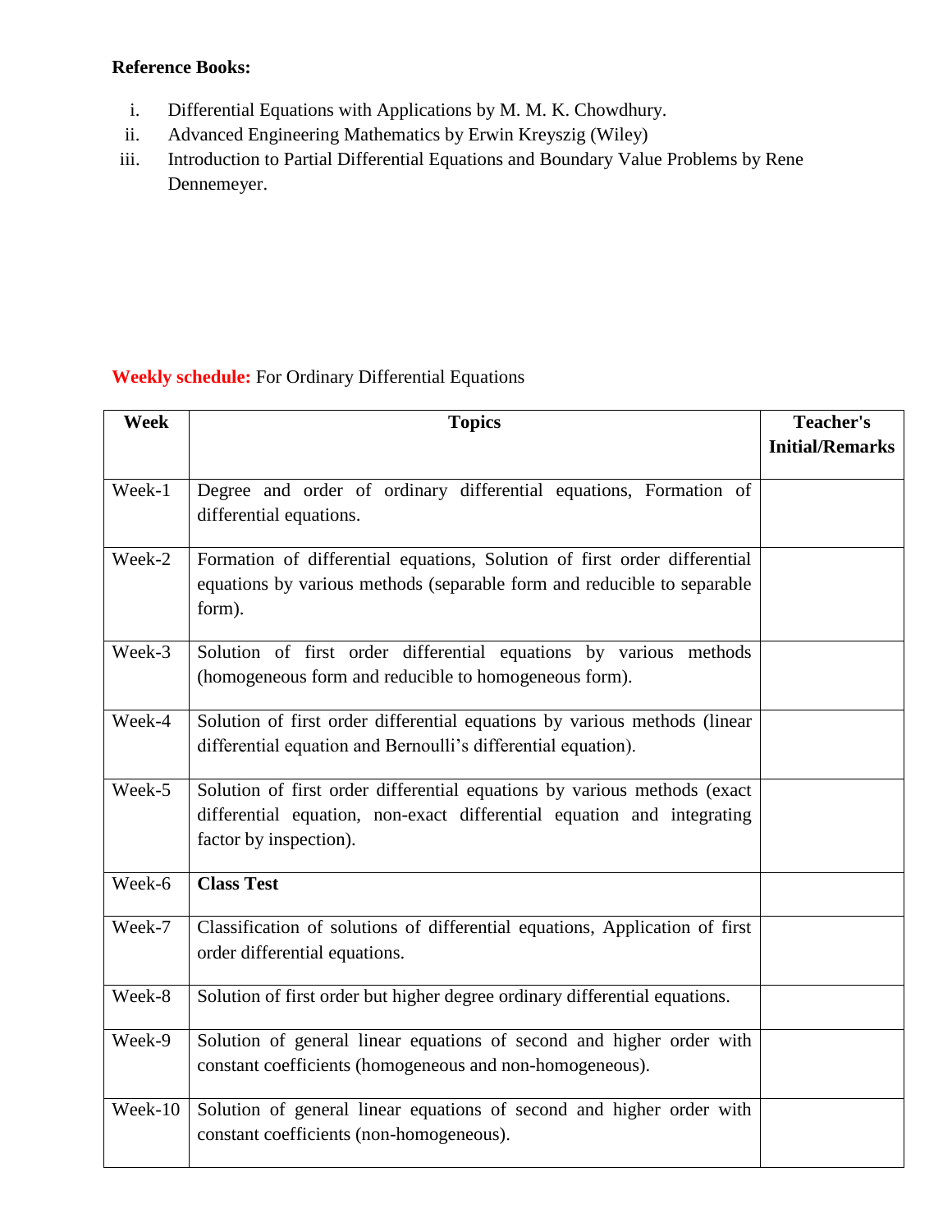**Reference Books:**

i. Differential Equations with Applications by M. M. K. Chowdhury.
ii. Advanced Engineering Mathematics by Erwin Kreyszig (Wiley)
iii. Introduction to Partial Differential Equations and Boundary Value Problems by Rene Dennemeyer.

**Weekly schedule:** For Ordinary Differential Equations

| Week | Topics | Teacher's Initial/Remarks |
|---|---|---|
| Week-1 | Degree and order of ordinary differential equations, Formation of differential equations. | |
| Week-2 | Formation of differential equations, Solution of first order differential equations by various methods (separable form and reducible to separable form). | |
| Week-3 | Solution of first order differential equations by various methods (homogeneous form and reducible to homogeneous form). | |
| Week-4 | Solution of first order differential equations by various methods (linear differential equation and Bernoulli's differential equation). | |
| Week-5 | Solution of first order differential equations by various methods (exact differential equation, non-exact differential equation and integrating factor by inspection). | |
| Week-6 | **Class Test** | |
| Week-7 | Classification of solutions of differential equations, Application of first order differential equations. | |
| Week-8 | Solution of first order but higher degree ordinary differential equations. | |
| Week-9 | Solution of general linear equations of second and higher order with constant coefficients (homogeneous and non-homogeneous). | |
| Week-10 | Solution of general linear equations of second and higher order with constant coefficients (non-homogeneous). | |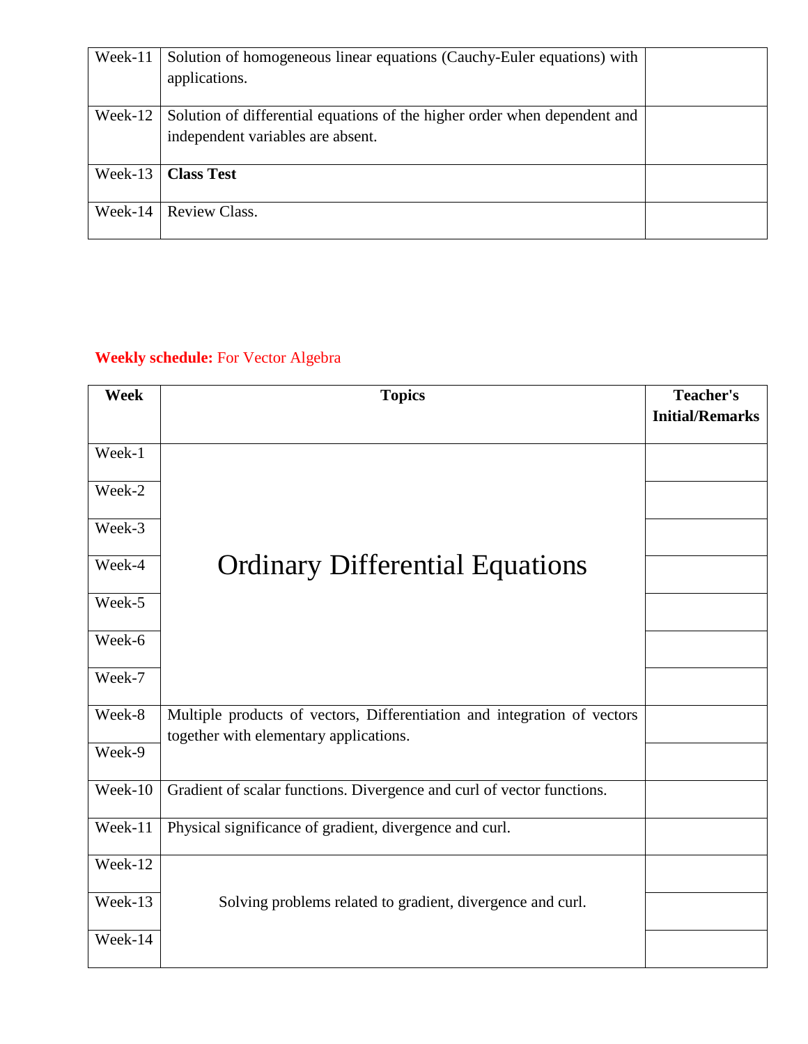| | | |
|---|---|---|
| Week-11 | Solution of homogeneous linear equations (Cauchy-Euler equations) with applications. | |
| Week-12 | Solution of differential equations of the higher order when dependent and independent variables are absent. | |
| Week-13 | **Class Test** | |
| Week-14 | Review Class. | |

**Weekly schedule:** For Vector Algebra

| Week | Topics | Teacher's Initial/Remarks |
|---|---|---|
| Week-1 | Ordinary Differential Equations | |
| Week-2 | | |
| Week-3 | | |
| Week-4 | | |
| Week-5 | | |
| Week-6 | | |
| Week-7 | | |
| Week-8 | Multiple products of vectors, Differentiation and integration of vectors together with elementary applications. | |
| Week-9 | | |
| Week-10 | Gradient of scalar functions. Divergence and curl of vector functions. | |
| Week-11 | Physical significance of gradient, divergence and curl. | |
| Week-12 | Solving problems related to gradient, divergence and curl. | |
| Week-13 | | |
| Week-14 | | |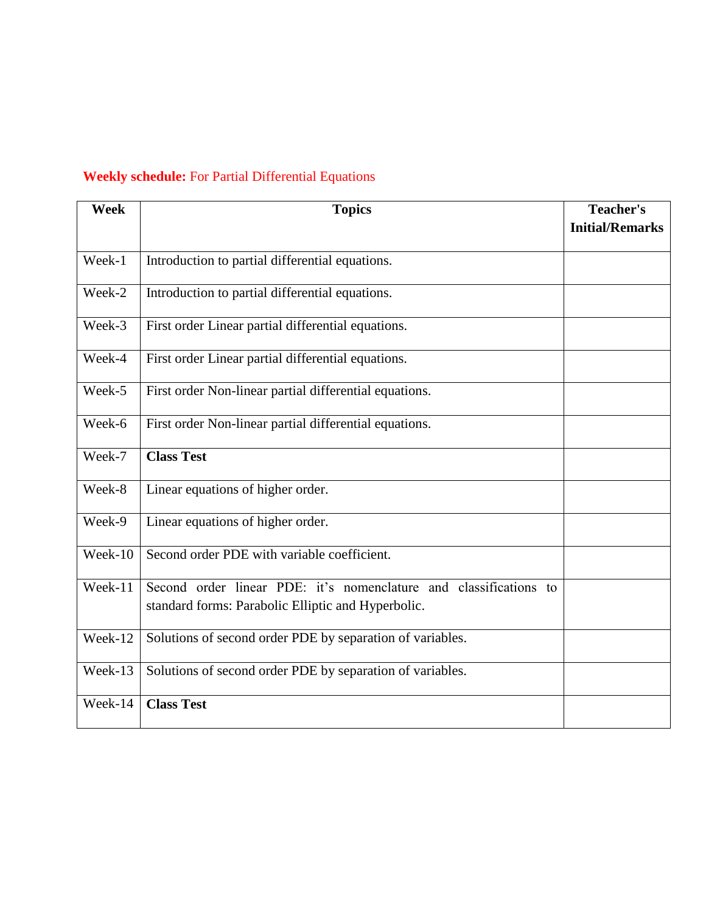**Weekly schedule:** For Partial Differential Equations

| Week | Topics | Teacher's Initial/Remarks |
|---|---|---|
| Week-1 | Introduction to partial differential equations. | |
| Week-2 | Introduction to partial differential equations. | |
| Week-3 | First order Linear partial differential equations. | |
| Week-4 | First order Linear partial differential equations. | |
| Week-5 | First order Non-linear partial differential equations. | |
| Week-6 | First order Non-linear partial differential equations. | |
| Week-7 | **Class Test** | |
| Week-8 | Linear equations of higher order. | |
| Week-9 | Linear equations of higher order. | |
| Week-10 | Second order PDE with variable coefficient. | |
| Week-11 | Second order linear PDE: it's nomenclature and classifications to standard forms: Parabolic Elliptic and Hyperbolic. | |
| Week-12 | Solutions of second order PDE by separation of variables. | |
| Week-13 | Solutions of second order PDE by separation of variables. | |
| Week-14 | **Class Test** | |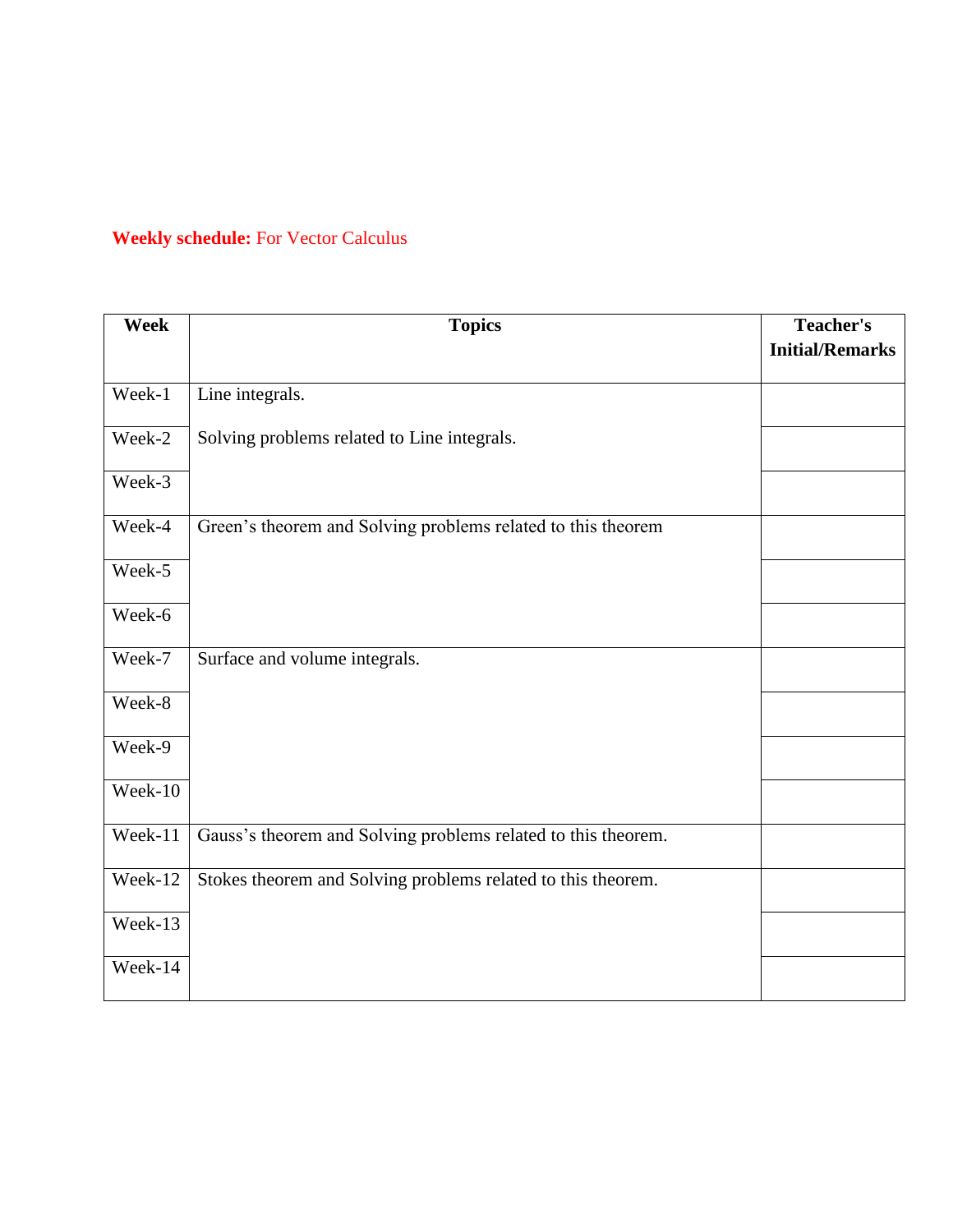**Weekly schedule:** For Vector Calculus

| Week | Topics | Teacher's Initial/Remarks |
|---|---|---|
| Week-1 | Line integrals. | |
| Week-2 | Solving problems related to Line integrals. | |
| Week-3 | | |
| Week-4 | Green's theorem and Solving problems related to this theorem | |
| Week-5 | | |
| Week-6 | | |
| Week-7 | Surface and volume integrals. | |
| Week-8 | | |
| Week-9 | | |
| Week-10 | | |
| Week-11 | Gauss's theorem and Solving problems related to this theorem. | |
| Week-12 | Stokes theorem and Solving problems related to this theorem. | |
| Week-13 | | |
| Week-14 | | |